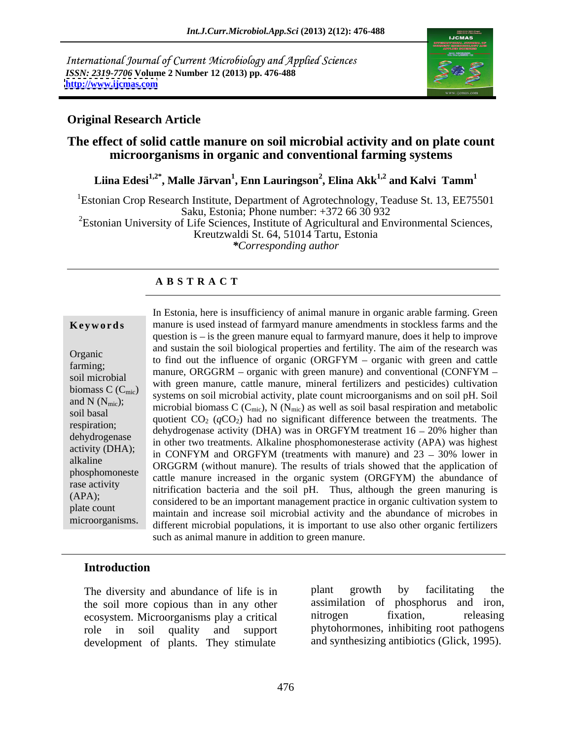International Journal of Current Microbiology and Applied Sciences
*ISSN: 2319-7706* **Volume 2 Number 12 (2013) pp. 476-488**
**http://www.ijcmas.com**

**Original Research Article**

# The effect of solid cattle manure on soil microbial activity and on plate count microorganisms in organic and conventional farming systems

**Liina Edesi[1,2*], Malle Järvan[1], Enn Lauringson[2], Elina Akk[1,2] and Kalvi Tamm[1]**

[1]Estonian Crop Research Institute, Department of Agrotechnology, Teaduse St. 13, EE75501 Saku, Estonia; Phone number: +372 66 30 932

[2]Estonian University of Life Sciences, Institute of Agricultural and Environmental Sciences, Kreutzwaldi St. 64, 51014 Tartu, Estonia

*\*Corresponding author*

**A B S T R A C T**

**Keywords**

Organic farming; soil microbial biomass C ($C_{mic}$) and N ($N_{mic}$); soil basal respiration; dehydrogenase activity (DHA); alkaline phosphomonesterase activity (APA); plate count microorganisms.

In Estonia, here is insufficiency of animal manure in organic arable farming. Green manure is used instead of farmyard manure amendments in stockless farms and the question is – is the green manure equal to farmyard manure, does it help to improve and sustain the soil biological properties and fertility. The aim of the research was to find out the influence of organic (ORGFYM – organic with green and cattle manure, ORGGRM – organic with green manure) and conventional (CONFYM – with green manure, cattle manure, mineral fertilizers and pesticides) cultivation systems on soil microbial activity, plate count microorganisms and on soil pH. Soil microbial biomass C ($C_{mic}$), N ($N_{mic}$) as well as soil basal respiration and metabolic quotient $CO_2$ ($qCO_2$) had no significant difference between the treatments. The dehydrogenase activity (DHA) was in ORGFYM treatment 16 – 20% higher than in other two treatments. Alkaline phosphomonesterase activity (APA) was highest in CONFYM and ORGFYM (treatments with manure) and 23 – 30% lower in ORGGRM (without manure). The results of trials showed that the application of cattle manure increased in the organic system (ORGFYM) the abundance of nitrification bacteria and the soil pH. Thus, although the green manuring is considered to be an important management practice in organic cultivation system to maintain and increase soil microbial activity and the abundance of microbes in different microbial populations, it is important to use also other organic fertilizers such as animal manure in addition to green manure.

## Introduction

The diversity and abundance of life is in the soil more copious than in any other ecosystem. Microorganisms play a critical role in soil quality and support development of plants. They stimulate plant growth by facilitating the assimilation of phosphorus and iron, nitrogen fixation, releasing phytohormones, inhibiting root pathogens and synthesizing antibiotics (Glick, 1995).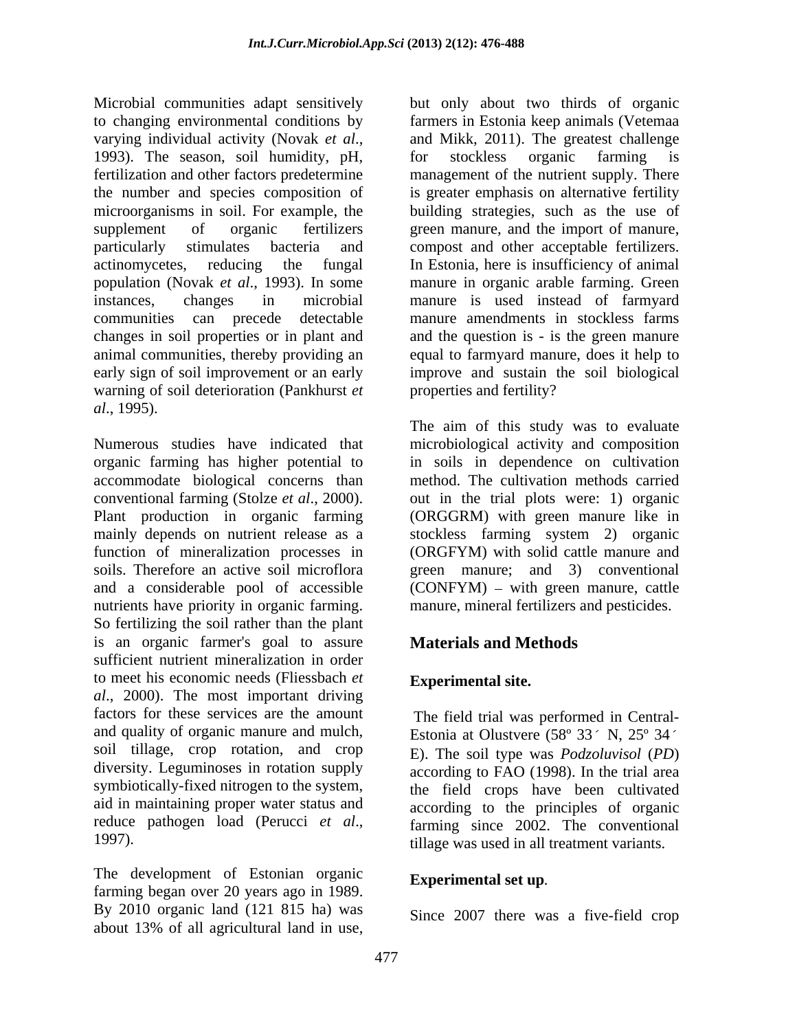Microbial communities adapt sensitively to changing environmental conditions by varying individual activity (Novak *et al*., 1993). The season, soil humidity, pH, fertilization and other factors predetermine the number and species composition of microorganisms in soil. For example, the supplement of organic fertilizers particularly stimulates bacteria and actinomycetes, reducing the fungal population (Novak *et al*., 1993). In some instances, changes in microbial communities can precede detectable changes in soil properties or in plant and animal communities, thereby providing an early sign of soil improvement or an early warning of soil deterioration (Pankhurst *et al*., 1995).

Numerous studies have indicated that organic farming has higher potential to accommodate biological concerns than conventional farming (Stolze *et al*., 2000). Plant production in organic farming mainly depends on nutrient release as a function of mineralization processes in soils. Therefore an active soil microflora and a considerable pool of accessible nutrients have priority in organic farming. So fertilizing the soil rather than the plant is an organic farmer's goal to assure sufficient nutrient mineralization in order to meet his economic needs (Fliessbach *et al*., 2000). The most important driving factors for these services are the amount and quality of organic manure and mulch, soil tillage, crop rotation, and crop diversity. Leguminoses in rotation supply symbiotically-fixed nitrogen to the system, aid in maintaining proper water status and reduce pathogen load (Perucci *et al*., 1997).

The development of Estonian organic farming began over 20 years ago in 1989. By 2010 organic land (121 815 ha) was about 13% of all agricultural land in use, but only about two thirds of organic farmers in Estonia keep animals (Vetemaa and Mikk, 2011). The greatest challenge for stockless organic farming is management of the nutrient supply. There is greater emphasis on alternative fertility building strategies, such as the use of green manure, and the import of manure, compost and other acceptable fertilizers. In Estonia, here is insufficiency of animal manure in organic arable farming. Green manure is used instead of farmyard manure amendments in stockless farms and the question is - is the green manure equal to farmyard manure, does it help to improve and sustain the soil biological properties and fertility?

The aim of this study was to evaluate microbiological activity and composition in soils in dependence on cultivation method. The cultivation methods carried out in the trial plots were: 1) organic (ORGGRM) with green manure like in stockless farming system 2) organic (ORGFYM) with solid cattle manure and green manure; and 3) conventional (CONFYM) – with green manure, cattle manure, mineral fertilizers and pesticides.

## Materials and Methods

### Experimental site.

The field trial was performed in Central-Estonia at Olustvere (58º 33´ N, 25º 34´ E). The soil type was *Podzoluvisol* (*PD*) according to FAO (1998). In the trial area the field crops have been cultivated according to the principles of organic farming since 2002. The conventional tillage was used in all treatment variants.

### Experimental set up.

Since 2007 there was a five-field crop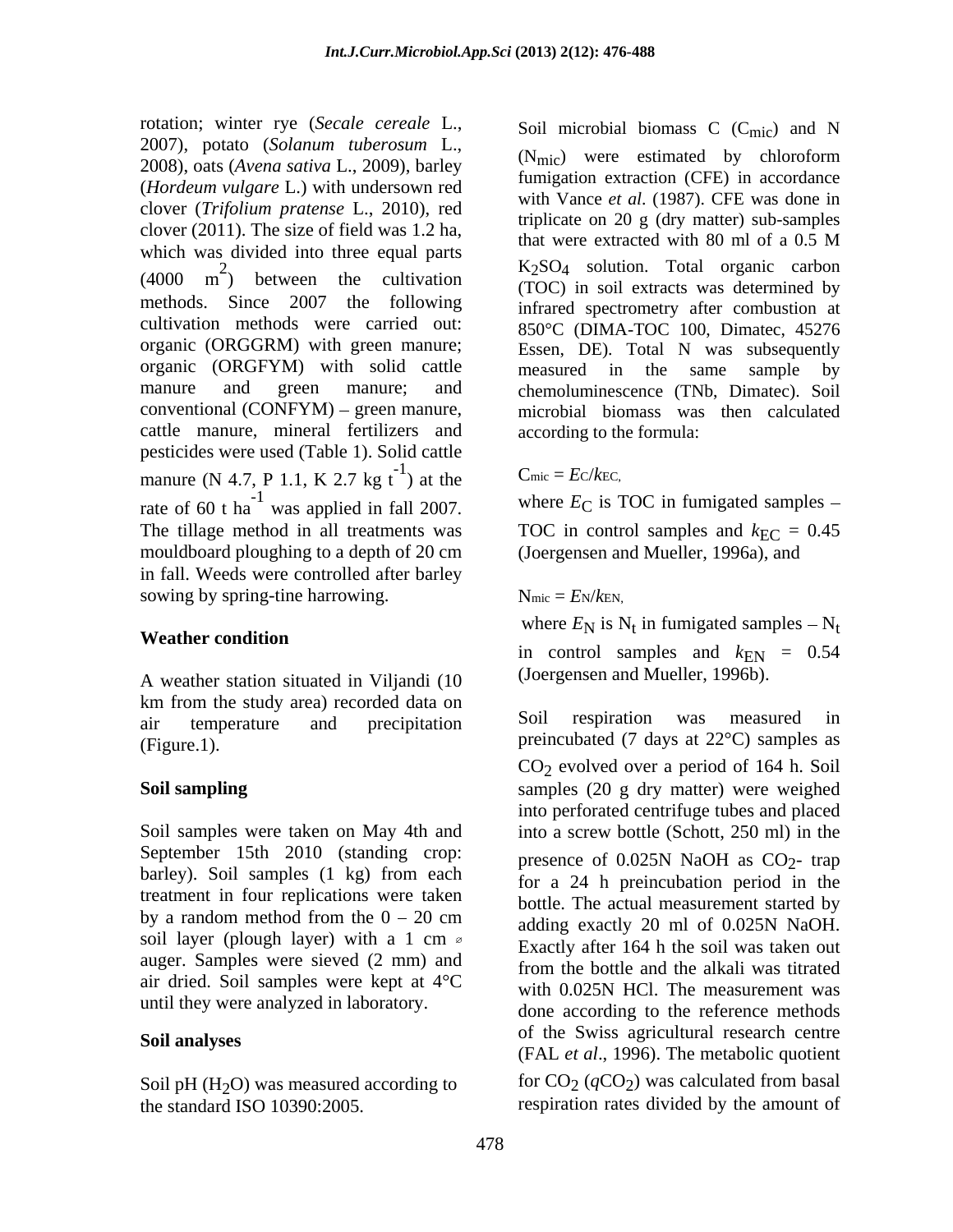rotation; winter rye (*Secale cereale* L., 2007), potato (*Solanum tuberosum* L., 2008), oats (*Avena sativa* L., 2009), barley (*Hordeum vulgare* L.) with undersown red clover (*Trifolium pratense* L., 2010), red clover (2011). The size of field was 1.2 ha, which was divided into three equal parts (4000 $m^2$) between the cultivation methods. Since 2007 the following cultivation methods were carried out: organic (ORGGRM) with green manure; organic (ORGFYM) with solid cattle manure and green manure; and conventional (CONFYM) – green manure, cattle manure, mineral fertilizers and pesticides were used (Table 1). Solid cattle manure (N 4.7, P 1.1, K 2.7 kg $t^{-1}$) at the rate of 60 t $ha^{-1}$ was applied in fall 2007. The tillage method in all treatments was mouldboard ploughing to a depth of 20 cm in fall. Weeds were controlled after barley sowing by spring-tine harrowing.

## Weather condition

A weather station situated in Viljandi (10 km from the study area) recorded data on air temperature and precipitation (Figure.1).

## Soil sampling

Soil samples were taken on May 4th and September 15th 2010 (standing crop: barley). Soil samples (1 kg) from each treatment in four replications were taken by a random method from the 0 – 20 cm soil layer (plough layer) with a 1 cm ⌀ auger. Samples were sieved (2 mm) and air dried. Soil samples were kept at 4°C until they were analyzed in laboratory.

## Soil analyses

Soil pH ($H_2O$) was measured according to the standard ISO 10390:2005.

Soil microbial biomass C ($C_{mic}$) and N ($N_{mic}$) were estimated by chloroform fumigation extraction (CFE) in accordance with Vance *et al*. (1987). CFE was done in triplicate on 20 g (dry matter) sub-samples that were extracted with 80 ml of a 0.5 M $K_2SO_4$ solution. Total organic carbon (TOC) in soil extracts was determined by infrared spectrometry after combustion at 850°C (DIMA-TOC 100, Dimatec, 45276 Essen, DE). Total N was subsequently measured in the same sample by chemoluminescence (TNb, Dimatec). Soil microbial biomass was then calculated according to the formula:

$$C_{mic} = E_C/k_{EC},$$

where $E_C$ is TOC in fumigated samples – TOC in control samples and $k_{EC}$ = 0.45 (Joergensen and Mueller, 1996a), and

$$N_{mic} = E_N/k_{EN},$$

where $E_N$ is $N_t$ in fumigated samples – $N_t$ in control samples and $k_{EN}$ = 0.54 (Joergensen and Mueller, 1996b).

Soil respiration was measured in preincubated (7 days at 22°C) samples as $CO_2$ evolved over a period of 164 h. Soil samples (20 g dry matter) were weighed into perforated centrifuge tubes and placed into a screw bottle (Schott, 250 ml) in the presence of 0.025N NaOH as $CO_2$- trap for a 24 h preincubation period in the bottle. The actual measurement started by adding exactly 20 ml of 0.025N NaOH. Exactly after 164 h the soil was taken out from the bottle and the alkali was titrated with 0.025N HCl. The measurement was done according to the reference methods of the Swiss agricultural research centre (FAL *et al*., 1996). The metabolic quotient for $CO_2$ ($qCO_2$) was calculated from basal respiration rates divided by the amount of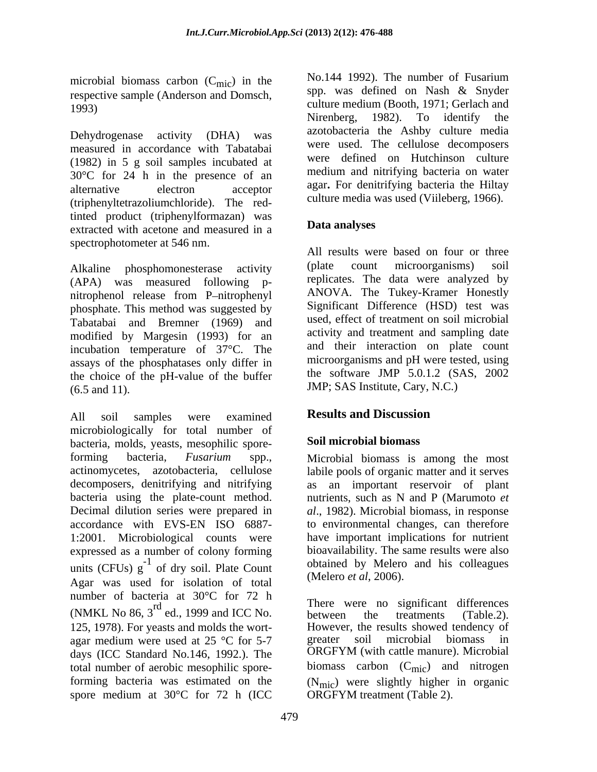microbial biomass carbon ($C_{mic}$) in the respective sample (Anderson and Domsch, 1993)

Dehydrogenase activity (DHA) was measured in accordance with Tabatabai (1982) in 5 g soil samples incubated at 30°C for 24 h in the presence of an alternative electron acceptor (triphenyltetrazoliumchloride). The red-tinted product (triphenylformazan) was extracted with acetone and measured in a spectrophotometer at 546 nm.

Alkaline phosphomonesterase activity (APA) was measured following p-nitrophenol release from P–nitrophenyl phosphate. This method was suggested by Tabatabai and Bremner (1969) and modified by Margesin (1993) for an incubation temperature of 37°C. The assays of the phosphatases only differ in the choice of the pH-value of the buffer (6.5 and 11).

All soil samples were examined microbiologically for total number of bacteria, molds, yeasts, mesophilic spore-forming bacteria, *Fusarium* spp., actinomycetes, azotobacteria, cellulose decomposers, denitrifying and nitrifying bacteria using the plate-count method. Decimal dilution series were prepared in accordance with EVS-EN ISO 6887-1:2001. Microbiological counts were expressed as a number of colony forming units (CFUs) $g^{-1}$ of dry soil. Plate Count Agar was used for isolation of total number of bacteria at 30°C for 72 h (NMKL No 86, 3rd ed., 1999 and ICC No. 125, 1978). For yeasts and molds the wort-agar medium were used at 25 °C for 5-7 days (ICC Standard No.146, 1992.). The total number of aerobic mesophilic spore-forming bacteria was estimated on the spore medium at 30°C for 72 h (ICC No.144 1992). The number of Fusarium spp. was defined on Nash & Snyder culture medium (Booth, 1971; Gerlach and Nirenberg, 1982). To identify the azotobacteria the Ashby culture media were used. The cellulose decomposers were defined on Hutchinson culture medium and nitrifying bacteria on water agar**.** For denitrifying bacteria the Hiltay culture media was used (Viileberg, 1966).

### Data analyses

All results were based on four or three (plate count microorganisms) soil replicates. The data were analyzed by ANOVA. The Tukey-Kramer Honestly Significant Difference (HSD) test was used, effect of treatment on soil microbial activity and treatment and sampling date and their interaction on plate count microorganisms and pH were tested, using the software JMP 5.0.1.2 (SAS, 2002 JMP; SAS Institute, Cary, N.C.)

## Results and Discussion

### Soil microbial biomass

Microbial biomass is among the most labile pools of organic matter and it serves as an important reservoir of plant nutrients, such as N and P (Marumoto *et al*., 1982). Microbial biomass, in response to environmental changes, can therefore have important implications for nutrient bioavailability. The same results were also obtained by Melero and his colleagues (Melero *et al*, 2006).

There were no significant differences between the treatments (Table.2). However, the results showed tendency of greater soil microbial biomass in ORGFYM (with cattle manure). Microbial biomass carbon ($C_{mic}$) and nitrogen ($N_{mic}$) were slightly higher in organic ORGFYM treatment (Table 2).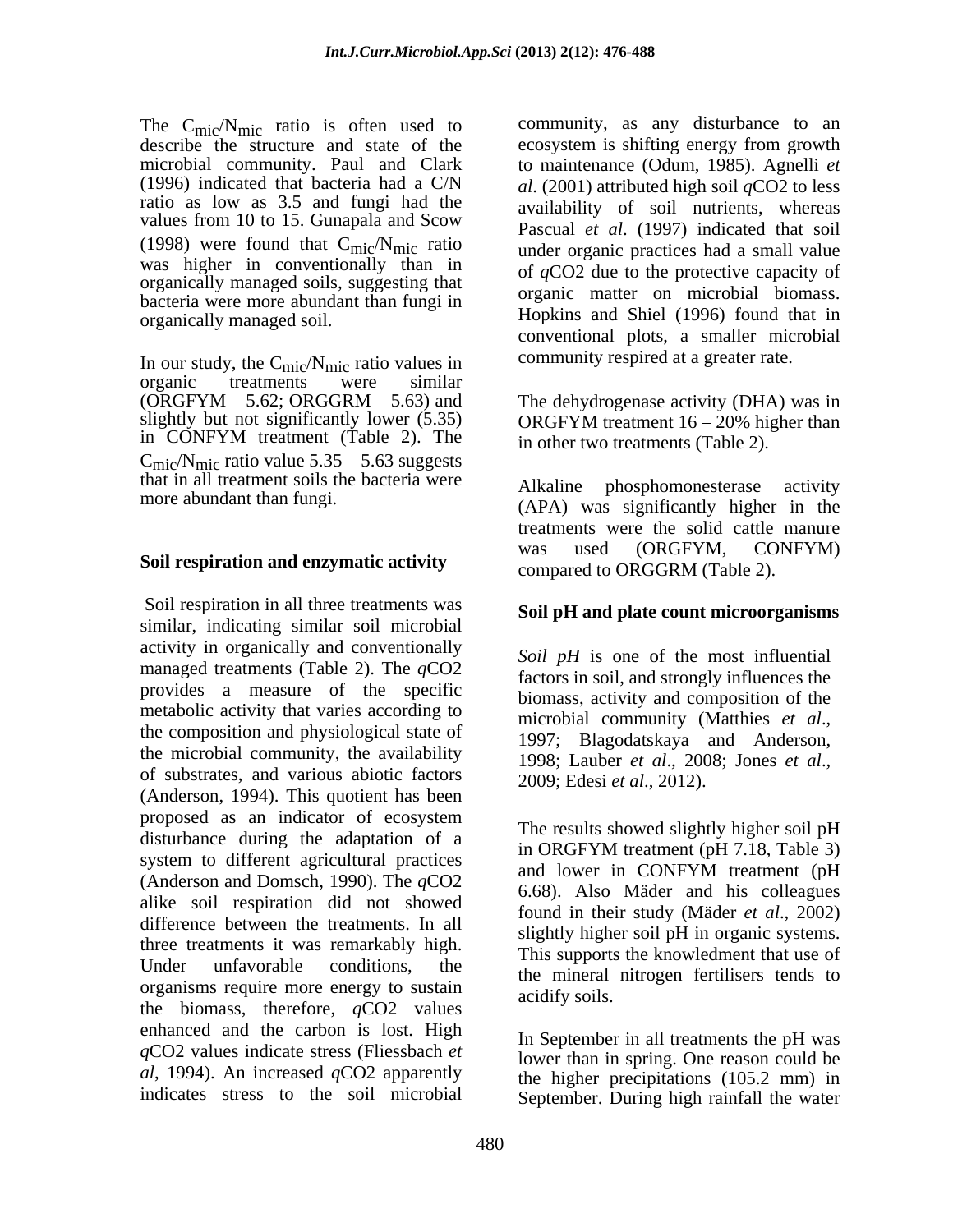The $C_{mic}/N_{mic}$ ratio is often used to describe the structure and state of the microbial community. Paul and Clark (1996) indicated that bacteria had a C/N ratio as low as 3.5 and fungi had the values from 10 to 15. Gunapala and Scow (1998) were found that $C_{mic}/N_{mic}$ ratio was higher in conventionally than in organically managed soils, suggesting that bacteria were more abundant than fungi in organically managed soil.

In our study, the $C_{mic}/N_{mic}$ ratio values in organic treatments were similar (ORGFYM – 5.62; ORGGRM – 5.63) and slightly but not significantly lower (5.35) in CONFYM treatment (Table 2). The $C_{mic}/N_{mic}$ ratio value 5.35 – 5.63 suggests that in all treatment soils the bacteria were more abundant than fungi.

## Soil respiration and enzymatic activity

Soil respiration in all three treatments was similar, indicating similar soil microbial activity in organically and conventionally managed treatments (Table 2). The $q$CO2 provides a measure of the specific metabolic activity that varies according to the composition and physiological state of the microbial community, the availability of substrates, and various abiotic factors (Anderson, 1994). This quotient has been proposed as an indicator of ecosystem disturbance during the adaptation of a system to different agricultural practices (Anderson and Domsch, 1990). The $q$CO2 alike soil respiration did not showed difference between the treatments. In all three treatments it was remarkably high. Under unfavorable conditions, the organisms require more energy to sustain the biomass, therefore, $q$CO2 values enhanced and the carbon is lost. High $q$CO2 values indicate stress (Fliessbach *et al*, 1994). An increased $q$CO2 apparently indicates stress to the soil microbial community, as any disturbance to an ecosystem is shifting energy from growth to maintenance (Odum, 1985). Agnelli *et al*. (2001) attributed high soil $q$CO2 to less availability of soil nutrients, whereas Pascual *et al*. (1997) indicated that soil under organic practices had a small value of $q$CO2 due to the protective capacity of organic matter on microbial biomass. Hopkins and Shiel (1996) found that in conventional plots, a smaller microbial community respired at a greater rate.

The dehydrogenase activity (DHA) was in ORGFYM treatment 16 – 20% higher than in other two treatments (Table 2).

Alkaline phosphomonesterase activity (APA) was significantly higher in the treatments were the solid cattle manure was used (ORGFYM, CONFYM) compared to ORGGRM (Table 2).

## Soil pH and plate count microorganisms

*Soil pH* is one of the most influential factors in soil, and strongly influences the biomass, activity and composition of the microbial community (Matthies *et al*., 1997; Blagodatskaya and Anderson, 1998; Lauber *et al*., 2008; Jones *et al*., 2009; Edesi *et al*., 2012).

The results showed slightly higher soil pH in ORGFYM treatment (pH 7.18, Table 3) and lower in CONFYM treatment (pH 6.68). Also Mäder and his colleagues found in their study (Mäder *et al*., 2002) slightly higher soil pH in organic systems. This supports the knowledment that use of the mineral nitrogen fertilisers tends to acidify soils.

In September in all treatments the pH was lower than in spring. One reason could be the higher precipitations (105.2 mm) in September. During high rainfall the water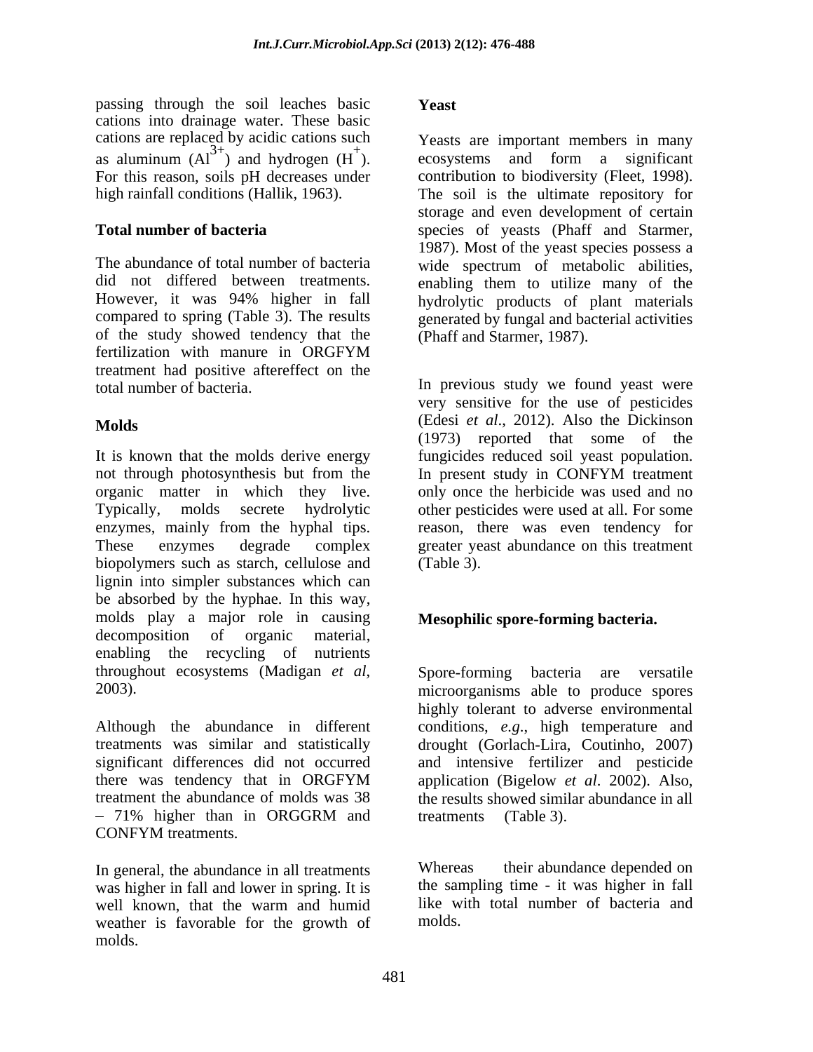passing through the soil leaches basic cations into drainage water. These basic cations are replaced by acidic cations such as aluminum ($Al^{3+}$) and hydrogen ($H^{+}$). For this reason, soils pH decreases under high rainfall conditions (Hallik, 1963).

**Total number of bacteria**

The abundance of total number of bacteria did not differed between treatments. However, it was 94% higher in fall compared to spring (Table 3). The results of the study showed tendency that the fertilization with manure in ORGFYM treatment had positive aftereffect on the total number of bacteria.

**Molds**

It is known that the molds derive energy not through photosynthesis but from the organic matter in which they live. Typically, molds secrete hydrolytic enzymes, mainly from the hyphal tips. These enzymes degrade complex biopolymers such as starch, cellulose and lignin into simpler substances which can be absorbed by the hyphae. In this way, molds play a major role in causing decomposition of organic material, enabling the recycling of nutrients throughout ecosystems (Madigan *et al*, 2003).

Although the abundance in different treatments was similar and statistically significant differences did not occurred there was tendency that in ORGFYM treatment the abundance of molds was 38 – 71% higher than in ORGGRM and CONFYM treatments.

In general, the abundance in all treatments was higher in fall and lower in spring. It is well known, that the warm and humid weather is favorable for the growth of molds.

**Yeast**

Yeasts are important members in many ecosystems and form a significant contribution to biodiversity (Fleet, 1998). The soil is the ultimate repository for storage and even development of certain species of yeasts (Phaff and Starmer, 1987). Most of the yeast species possess a wide spectrum of metabolic abilities, enabling them to utilize many of the hydrolytic products of plant materials generated by fungal and bacterial activities (Phaff and Starmer, 1987).

In previous study we found yeast were very sensitive for the use of pesticides (Edesi *et al*., 2012). Also the Dickinson (1973) reported that some of the fungicides reduced soil yeast population. In present study in CONFYM treatment only once the herbicide was used and no other pesticides were used at all. For some reason, there was even tendency for greater yeast abundance on this treatment (Table 3).

**Mesophilic spore-forming bacteria.**

Spore-forming bacteria are versatile microorganisms able to produce spores highly tolerant to adverse environmental conditions, *e.g*., high temperature and drought (Gorlach-Lira, Coutinho, 2007) and intensive fertilizer and pesticide application (Bigelow *et al*. 2002). Also, the results showed similar abundance in all treatments (Table 3).

Whereas their abundance depended on the sampling time - it was higher in fall like with total number of bacteria and molds.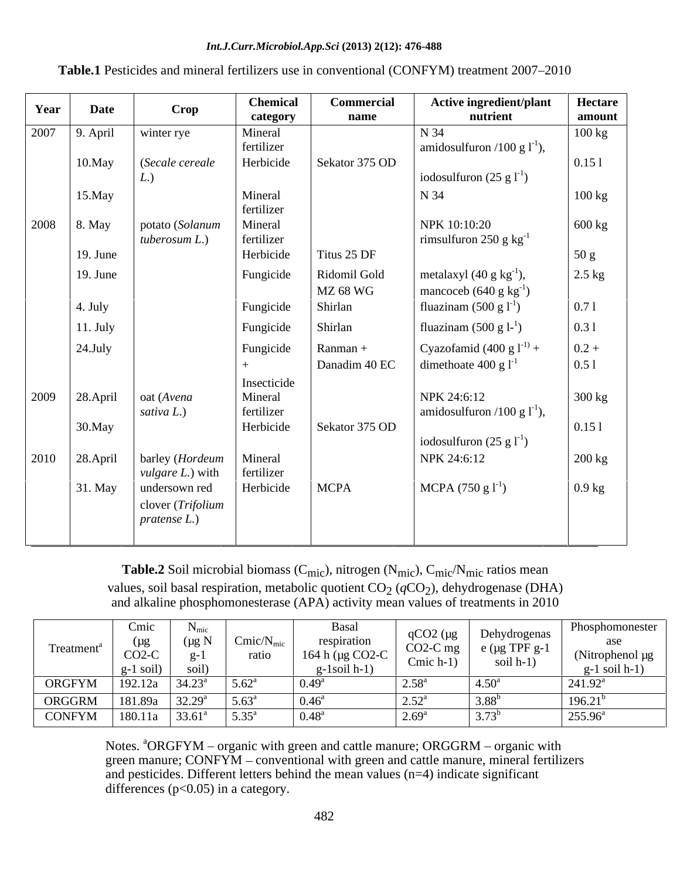**Table.1** Pesticides and mineral fertilizers use in conventional (CONFYM) treatment 2007–2010

| Year | Date | Crop | Chemical category | Commercial name | Active ingredient/plant nutrient | Hectare amount |
|---|---|---|---|---|---|---|
| 2007 | 9. April | winter rye | Mineral fertilizer | | N 34 | 100 kg |
| | 10.May | (*Secale cereale L.*) | Herbicide | Sekator 375 OD | amidosulfuron /100 g $l^{-1}$), iodosulfuron (25 g $l^{-1}$) | 0.15 l |
| | 15.May | | Mineral fertilizer | | N 34 | 100 kg |
| 2008 | 8. May | potato (*Solanum tuberosum L.*) | Mineral fertilizer | | NPK 10:10:20 | 600 kg |
| | 19. June | | Herbicide | Titus 25 DF | rimsulfuron 250 g $kg^{-1}$ | 50 g |
| | 19. June | | Fungicide | Ridomil Gold MZ 68 WG | metalaxyl (40 g $kg^{-1}$), mancoceb (640 g $kg^{-1}$) | 2.5 kg |
| | 4. July | | Fungicide | Shirlan | fluazinam (500 g $l^{-1}$) | 0.7 l |
| | 11. July | | Fungicide | Shirlan | fluazinam (500 g l-$^{1}$) | 0.3 l |
| | 24.July | | Fungicide + Insecticide | Ranman + Danadim 40 EC | Cyazofamid (400 g $l^{-1)}$ + dimethoate 400 g $l^{-1}$ | 0.2 + 0.5 l |
| 2009 | 28.April | oat (*Avena sativa L.*) | Mineral fertilizer | | NPK 24:6:12 | 300 kg |
| | 30.May | | Herbicide | Sekator 375 OD | amidosulfuron /100 g $l^{-1}$), iodosulfuron (25 g $l^{-1}$) | 0.15 l |
| 2010 | 28.April | barley (*Hordeum vulgare L.*) with | Mineral fertilizer | | NPK 24:6:12 | 200 kg |
| | 31. May | undersown red clover (*Trifolium pratense L.*) | Herbicide | MCPA | MCPA (750 g $l^{-1}$) | 0.9 kg |

**Table.2** Soil microbial biomass ($C_{mic}$), nitrogen ($N_{mic}$), $C_{mic}/N_{mic}$ ratios mean values, soil basal respiration, metabolic quotient $CO_2$ ($qCO_2$), dehydrogenase (DHA) and alkaline phosphomonesterase (APA) activity mean values of treatments in 2010

| Treatment[a] | Cmic (µg CO2-C g-1 soil) | $N_{mic}$ (µg N g-1 soil) | Cmic/$N_{mic}$ ratio | Basal respiration 164 h (µg CO2-C g-1soil h-1) | qCO2 (µg CO2-C mg Cmic h-1) | Dehydrogenase (µg TPF g-1 soil h-1) | Phosphomonesterase (Nitrophenol µg g-1 soil h-1) |
|---|---|---|---|---|---|---|---|
| ORGFYM | 192.12a | 34.23[a] | 5.62[a] | 0.49[a] | 2.58[a] | 4.50[a] | 241.92[a] |
| ORGGRM | 181.89a | 32.29[a] | 5.63[a] | 0.46[a] | 2.52[a] | 3.88[b] | 196.21[b] |
| CONFYM | 180.11a | 33.61[a] | 5.35[a] | 0.48[a] | 2.69[a] | 3.73[b] | 255.96[a] |

Notes. [a]ORGFYM – organic with green and cattle manure; ORGGRM – organic with green manure; CONFYM – conventional with green and cattle manure, mineral fertilizers and pesticides. Different letters behind the mean values (n=4) indicate significant differences ($p<0.05$) in a category.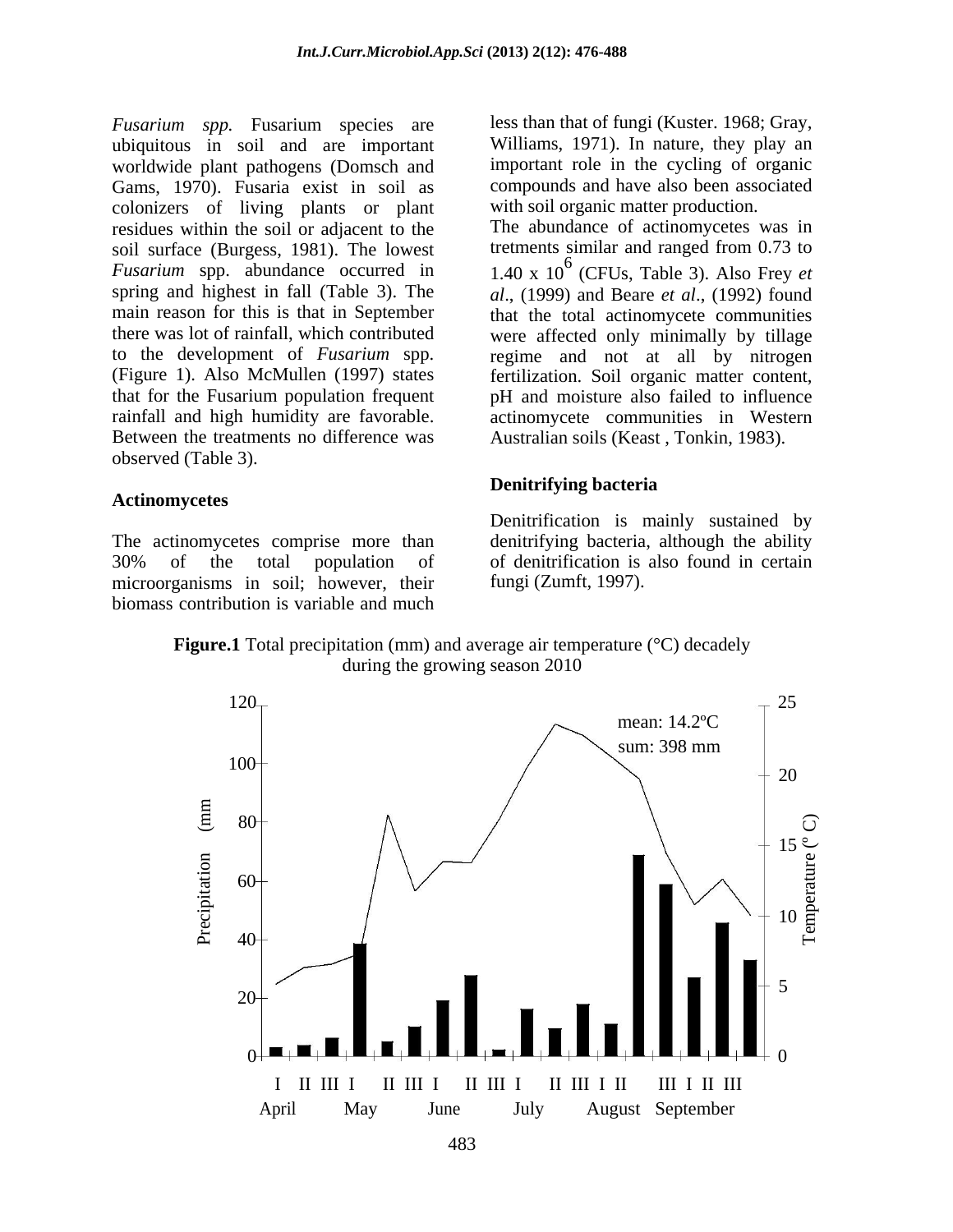*Fusarium spp.* Fusarium species are ubiquitous in soil and are important worldwide plant pathogens (Domsch and Gams, 1970). Fusaria exist in soil as colonizers of living plants or plant residues within the soil or adjacent to the soil surface (Burgess, 1981). The lowest *Fusarium* spp. abundance occurred in spring and highest in fall (Table 3). The main reason for this is that in September there was lot of rainfall, which contributed to the development of *Fusarium* spp. (Figure 1). Also McMullen (1997) states that for the Fusarium population frequent rainfall and high humidity are favorable. Between the treatments no difference was observed (Table 3).

### Actinomycetes

The actinomycetes comprise more than 30% of the total population of microorganisms in soil; however, their biomass contribution is variable and much less than that of fungi (Kuster. 1968; Gray, Williams, 1971). In nature, they play an important role in the cycling of organic compounds and have also been associated with soil organic matter production.

The abundance of actinomycetes was in tretments similar and ranged from 0.73 to 1.40 x $10^6$ (CFUs, Table 3). Also Frey *et al*., (1999) and Beare *et al*., (1992) found that the total actinomycete communities were affected only minimally by tillage regime and not at all by nitrogen fertilization. Soil organic matter content, pH and moisture also failed to influence actinomycete communities in Western Australian soils (Keast , Tonkin, 1983).

### Denitrifying bacteria

Denitrification is mainly sustained by denitrifying bacteria, although the ability of denitrification is also found in certain fungi (Zumft, 1997).

**Figure.1** Total precipitation (mm) and average air temperature (°C) decadely during the growing season 2010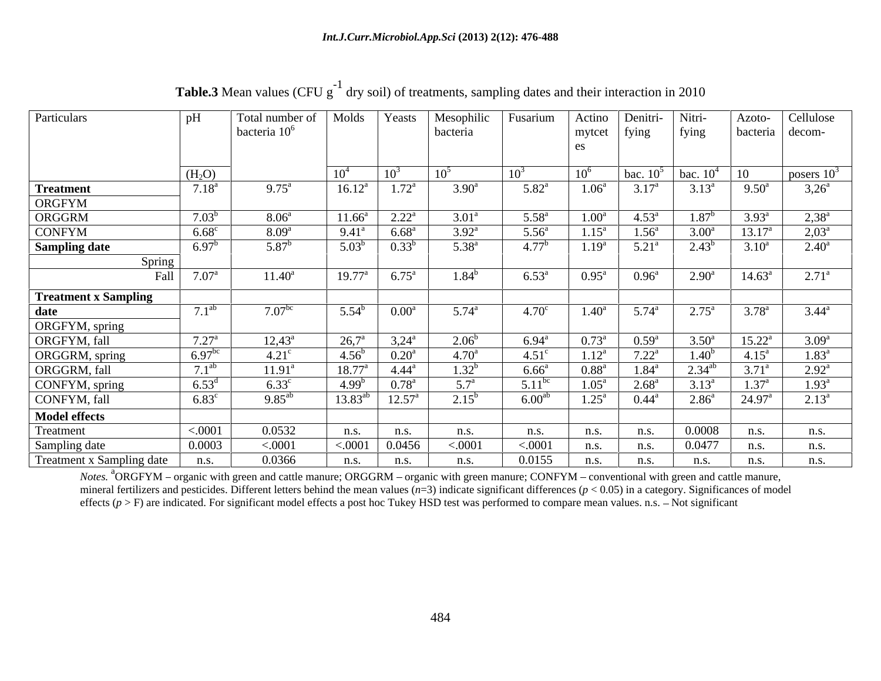**Table.3** Mean values (CFU $g^{-1}$ dry soil) of treatments, sampling dates and their interaction in 2010

| Particulars | pH ($H_2O$) | Total number of bacteria $10^6$ | Molds $10^4$ | Yeasts $10^3$ | Mesophilic bacteria $10^5$ | Fusarium $10^3$ | Actinomytcetes $10^6$ | Denitrifying bac. $10^5$ | Nitrifying bac. $10^4$ | Azotobacteria 10 | Cellulose decomposers $10^3$ |
|---|---|---|---|---|---|---|---|---|---|---|---|
| **Treatment** | | | | | | | | | | | |
| ORGFYM | $7.18^a$ | $9.75^a$ | $16.12^a$ | $1.72^a$ | $3.90^a$ | $5.82^a$ | $1.06^a$ | $3.17^a$ | $3.13^a$ | $9.50^a$ | $3,26^a$ |
| ORGGRM | $7.03^b$ | $8.06^a$ | $11.66^a$ | $2.22^a$ | $3.01^a$ | $5.58^a$ | $1.00^a$ | $4.53^a$ | $1.87^b$ | $3.93^a$ | $2,38^a$ |
| CONFYM | $6.68^c$ | $8.09^a$ | $9.41^a$ | $6.68^a$ | $3.92^a$ | $5.56^a$ | $1.15^a$ | $1.56^a$ | $3.00^a$ | $13.17^a$ | $2,03^a$ |
| **Sampling date** | | | | | | | | | | | |
| Spring | $6.97^b$ | $5.87^b$ | $5.03^b$ | $0.33^b$ | $5.38^a$ | $4.77^b$ | $1.19^a$ | $5.21^a$ | $2.43^b$ | $3.10^a$ | $2.40^a$ |
| Fall | $7.07^a$ | $11.40^a$ | $19.77^a$ | $6.75^a$ | $1.84^b$ | $6.53^a$ | $0.95^a$ | $0.96^a$ | $2.90^a$ | $14.63^a$ | $2.71^a$ |
| **Treatment x Sampling date** | | | | | | | | | | | |
| ORGFYM, spring | $7.1^{ab}$ | $7.07^{bc}$ | $5.54^b$ | $0.00^a$ | $5.74^a$ | $4.70^c$ | $1.40^a$ | $5.74^a$ | $2.75^a$ | $3.78^a$ | $3.44^a$ |
| ORGFYM, fall | $7.27^a$ | $12,43^a$ | $26,7^a$ | $3,24^a$ | $2.06^b$ | $6.94^a$ | $0.73^a$ | $0.59^a$ | $3.50^a$ | $15.22^a$ | $3.09^a$ |
| ORGGRM, spring | $6.97^{bc}$ | $4.21^c$ | $4.56^b$ | $0.20^a$ | $4.70^a$ | $4.51^c$ | $1.12^a$ | $7.22^a$ | $1.40^b$ | $4.15^a$ | $1.83^a$ |
| ORGGRM, fall | $7.1^{ab}$ | $11.91^a$ | $18.77^a$ | $4.44^a$ | $1.32^b$ | $6.66^a$ | $0.88^a$ | $1.84^a$ | $2.34^{ab}$ | $3.71^a$ | $2.92^a$ |
| CONFYM, spring | $6.53^d$ | $6.33^c$ | $4.99^b$ | $0.78^a$ | $5.7^a$ | $5.11^{bc}$ | $1.05^a$ | $2.68^a$ | $3.13^a$ | $1.37^a$ | $1.93^a$ |
| CONFYM, fall | $6.83^c$ | $9.85^{ab}$ | $13.83^{ab}$ | $12.57^a$ | $2.15^b$ | $6.00^{ab}$ | $1.25^a$ | $0.44^a$ | $2.86^a$ | $24.97^a$ | $2.13^a$ |
| **Model effects** | | | | | | | | | | | |
| Treatment | <.0001 | 0.0532 | n.s. | n.s. | n.s. | n.s. | n.s. | n.s. | 0.0008 | n.s. | n.s. |
| Sampling date | 0.0003 | <.0001 | <.0001 | 0.0456 | <.0001 | <.0001 | n.s. | n.s. | 0.0477 | n.s. | n.s. |
| Treatment x Sampling date | n.s. | 0.0366 | n.s. | n.s. | n.s. | 0.0155 | n.s. | n.s. | n.s. | n.s. | n.s. |

*Notes.* [a]ORGFYM – organic with green and cattle manure; ORGGRM – organic with green manure; CONFYM – conventional with green and cattle manure, mineral fertilizers and pesticides. Different letters behind the mean values ($n$=3) indicate significant differences ($p < 0.05$) in a category. Significances of model effects ($p$ > F) are indicated. For significant model effects a post hoc Tukey HSD test was performed to compare mean values. n.s. – Not significant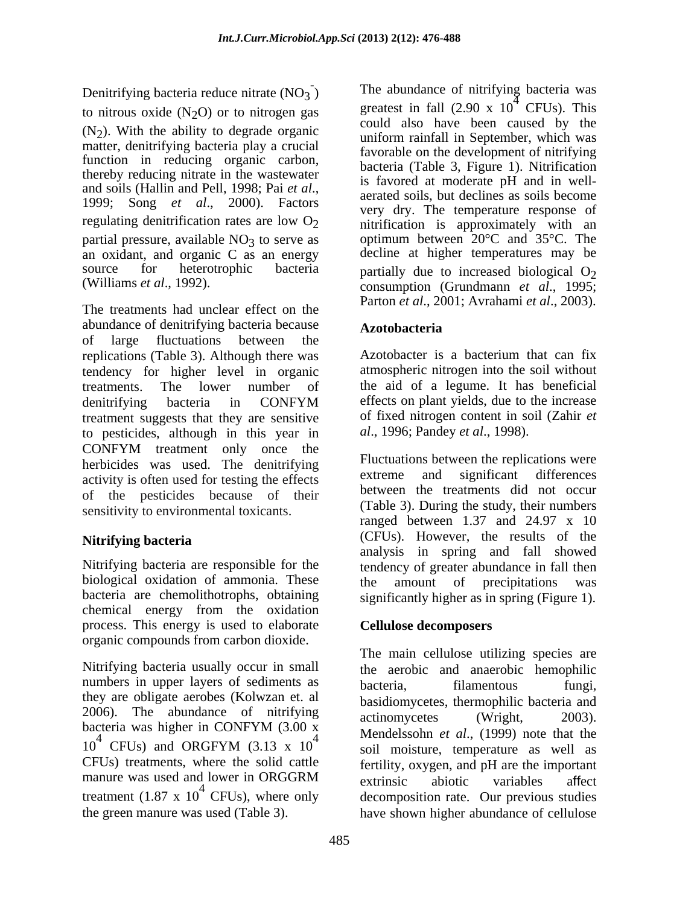Denitrifying bacteria reduce nitrate ($NO_3^-$) to nitrous oxide ($N_2O$) or to nitrogen gas ($N_2$). With the ability to degrade organic matter, denitrifying bacteria play a crucial function in reducing organic carbon, thereby reducing nitrate in the wastewater and soils (Hallin and Pell, 1998; Pai *et al*., 1999; Song *et al*., 2000). Factors regulating denitrification rates are low $O_2$ partial pressure, available $NO_3$ to serve as an oxidant, and organic C as an energy source for heterotrophic bacteria (Williams *et al*., 1992).

The treatments had unclear effect on the abundance of denitrifying bacteria because of large fluctuations between the replications (Table 3). Although there was tendency for higher level in organic treatments. The lower number of denitrifying bacteria in CONFYM treatment suggests that they are sensitive to pesticides, although in this year in CONFYM treatment only once the herbicides was used. The denitrifying activity is often used for testing the effects of the pesticides because of their sensitivity to environmental toxicants.

**Nitrifying bacteria**

Nitrifying bacteria are responsible for the biological oxidation of ammonia. These bacteria are chemolithotrophs, obtaining chemical energy from the oxidation process. This energy is used to elaborate organic compounds from carbon dioxide.

Nitrifying bacteria usually occur in small numbers in upper layers of sediments as they are obligate aerobes (Kolwzan et. al 2006). The abundance of nitrifying bacteria was higher in CONFYM ($3.00 \times 10^4$ CFUs) and ORGFYM ($3.13 \times 10^4$ CFUs) treatments, where the solid cattle manure was used and lower in ORGGRM treatment ($1.87 \times 10^4$ CFUs), where only the green manure was used (Table 3).

The abundance of nitrifying bacteria was greatest in fall ($2.90 \times 10^4$ CFUs). This could also have been caused by the uniform rainfall in September, which was favorable on the development of nitrifying bacteria (Table 3, Figure 1). Nitrification is favored at moderate pH and in well-aerated soils, but declines as soils become very dry. The temperature response of nitrification is approximately with an optimum between 20°C and 35°C. The decline at higher temperatures may be partially due to increased biological $O_2$ consumption (Grundmann *et al*., 1995; Parton *et al*., 2001; Avrahami *et al*., 2003).

**Azotobacteria**

Azotobacter is a bacterium that can fix atmospheric nitrogen into the soil without the aid of a legume. It has beneficial effects on plant yields, due to the increase of fixed nitrogen content in soil (Zahir *et al*., 1996; Pandey *et al*., 1998).

Fluctuations between the replications were extreme and significant differences between the treatments did not occur (Table 3). During the study, their numbers ranged between 1.37 and 24.97 x 10 (CFUs). However, the results of the analysis in spring and fall showed tendency of greater abundance in fall then the amount of precipitations was significantly higher as in spring (Figure 1).

**Cellulose decomposers**

The main cellulose utilizing species are the aerobic and anaerobic hemophilic bacteria, filamentous fungi, basidiomycetes, thermophilic bacteria and actinomycetes (Wright, 2003). Mendelssohn *et al*., (1999) note that the soil moisture, temperature as well as fertility, oxygen, and pH are the important extrinsic abiotic variables affect decomposition rate. Our previous studies have shown higher abundance of cellulose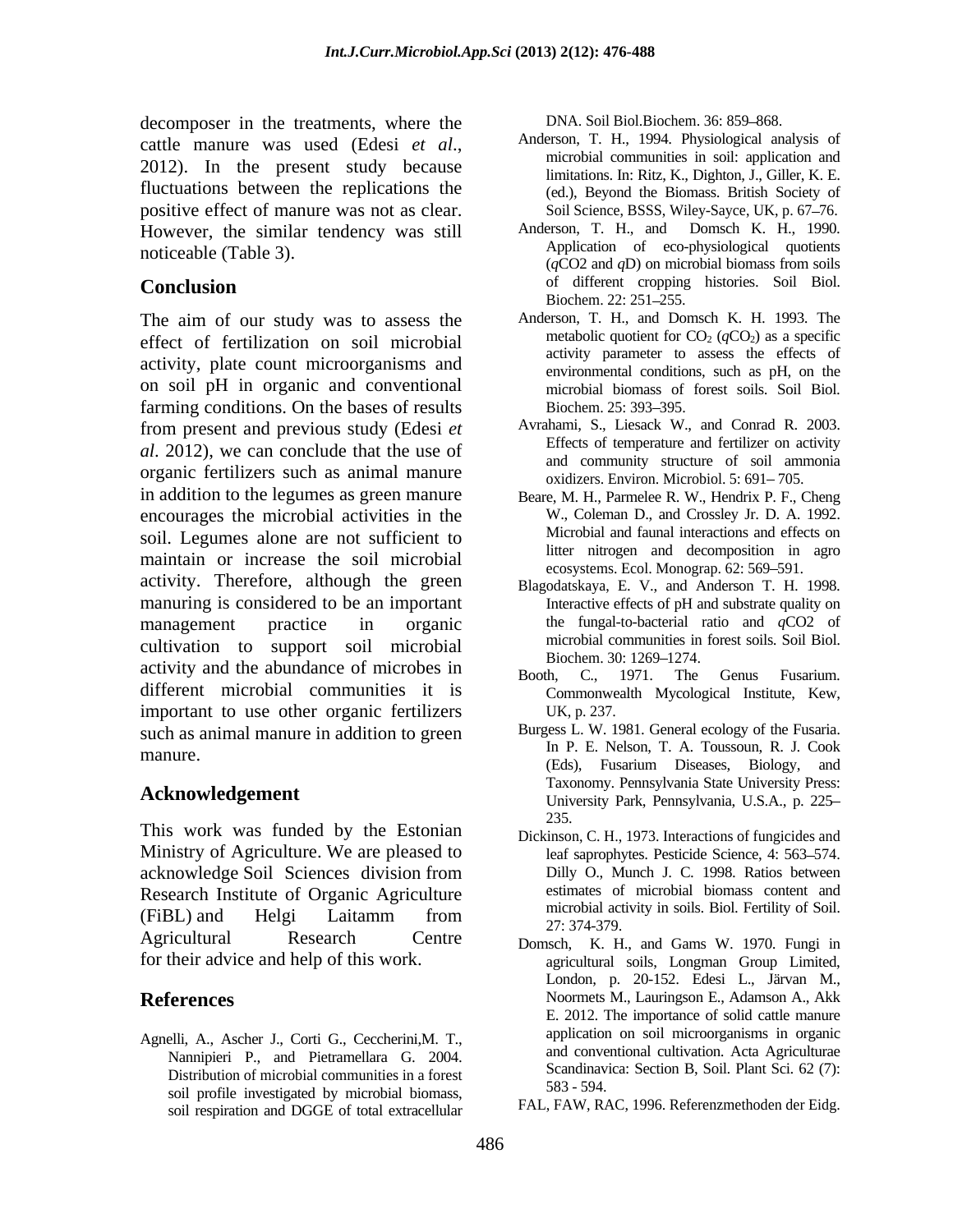decomposer in the treatments, where the cattle manure was used (Edesi *et al*., 2012). In the present study because fluctuations between the replications the positive effect of manure was not as clear. However, the similar tendency was still noticeable (Table 3).

## Conclusion

The aim of our study was to assess the effect of fertilization on soil microbial activity, plate count microorganisms and on soil pH in organic and conventional farming conditions. On the bases of results from present and previous study (Edesi *et al*. 2012), we can conclude that the use of organic fertilizers such as animal manure in addition to the legumes as green manure encourages the microbial activities in the soil. Legumes alone are not sufficient to maintain or increase the soil microbial activity. Therefore, although the green manuring is considered to be an important management practice in organic cultivation to support soil microbial activity and the abundance of microbes in different microbial communities it is important to use other organic fertilizers such as animal manure in addition to green manure.

## Acknowledgement

This work was funded by the Estonian Ministry of Agriculture. We are pleased to acknowledge Soil Sciences division from Research Institute of Organic Agriculture (FiBL) and Helgi Laitamm from Agricultural Research Centre for their advice and help of this work.

## References

Agnelli, A., Ascher J., Corti G., Ceccherini,M. T., Nannipieri P., and Pietramellara G. 2004. Distribution of microbial communities in a forest soil profile investigated by microbial biomass, soil respiration and DGGE of total extracellular DNA. Soil Biol.Biochem. 36: 859–868.

Anderson, T. H., 1994. Physiological analysis of microbial communities in soil: application and limitations. In: Ritz, K., Dighton, J., Giller, K. E. (ed.), Beyond the Biomass. British Society of Soil Science, BSSS, Wiley-Sayce, UK, p. 67–76.

Anderson, T. H., and Domsch K. H., 1990. Application of eco-physiological quotients (*q*CO2 and *q*D) on microbial biomass from soils of different cropping histories. Soil Biol. Biochem. 22: 251–255.

Anderson, T. H., and Domsch K. H. 1993. The metabolic quotient for $CO_2$ ($qCO_2$) as a specific activity parameter to assess the effects of environmental conditions, such as pH, on the microbial biomass of forest soils. Soil Biol. Biochem. 25: 393–395.

Avrahami, S., Liesack W., and Conrad R. 2003. Effects of temperature and fertilizer on activity and community structure of soil ammonia oxidizers. Environ. Microbiol. 5: 691– 705.

Beare, M. H., Parmelee R. W., Hendrix P. F., Cheng W., Coleman D., and Crossley Jr. D. A. 1992. Microbial and faunal interactions and effects on litter nitrogen and decomposition in agro ecosystems. Ecol. Monograp. 62: 569–591.

Blagodatskaya, E. V., and Anderson T. H. 1998. Interactive effects of pH and substrate quality on the fungal-to-bacterial ratio and *q*CO2 of microbial communities in forest soils. Soil Biol. Biochem. 30: 1269–1274.

Booth, C., 1971. The Genus Fusarium. Commonwealth Mycological Institute, Kew, UK, p. 237.

Burgess L. W. 1981. General ecology of the Fusaria. In P. E. Nelson, T. A. Toussoun, R. J. Cook (Eds), Fusarium Diseases, Biology, and Taxonomy. Pennsylvania State University Press: University Park, Pennsylvania, U.S.A., p. 225–235.

Dickinson, C. H., 1973. Interactions of fungicides and leaf saprophytes. Pesticide Science, 4: 563–574.

Dilly O., Munch J. C. 1998. Ratios between estimates of microbial biomass content and microbial activity in soils. Biol. Fertility of Soil. 27: 374-379.

Domsch, K. H., and Gams W. 1970. Fungi in agricultural soils, Longman Group Limited, London, p. 20-152.

Edesi L., Järvan M., Noormets M., Lauringson E., Adamson A., Akk E. 2012. The importance of solid cattle manure application on soil microorganisms in organic and conventional cultivation. Acta Agriculturae Scandinavica: Section B, Soil. Plant Sci. 62 (7): 583 - 594.

FAL, FAW, RAC, 1996. Referenzmethoden der Eidg.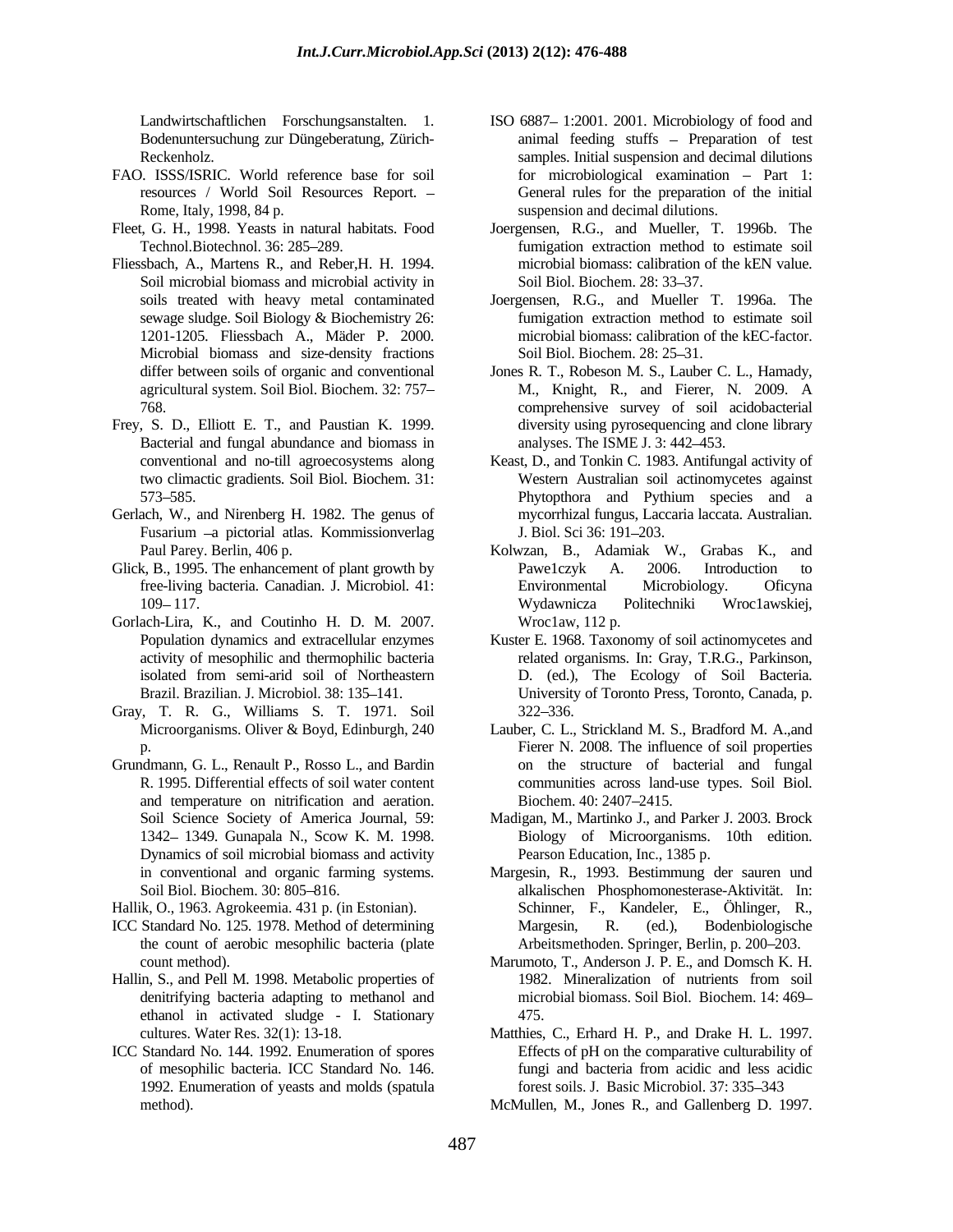Landwirtschaftlichen Forschungsanstalten. 1. Bodenuntersuchung zur Düngeberatung, Zürich-Reckenholz.

FAO. ISSS/ISRIC. World reference base for soil resources / World Soil Resources Report. – Rome, Italy, 1998, 84 p.

Fleet, G. H., 1998. Yeasts in natural habitats. Food Technol.Biotechnol. 36: 285–289.

Fliessbach, A., Martens R., and Reber,H. H. 1994. Soil microbial biomass and microbial activity in soils treated with heavy metal contaminated sewage sludge. Soil Biology & Biochemistry 26: 1201-1205. Fliessbach A., Mäder P. 2000. Microbial biomass and size-density fractions differ between soils of organic and conventional agricultural system. Soil Biol. Biochem. 32: 757–768.

Frey, S. D., Elliott E. T., and Paustian K. 1999. Bacterial and fungal abundance and biomass in conventional and no-till agroecosystems along two climactic gradients. Soil Biol. Biochem. 31: 573–585.

Gerlach, W., and Nirenberg H. 1982. The genus of Fusarium –a pictorial atlas. Kommissionverlag Paul Parey. Berlin, 406 p.

Glick, B., 1995. The enhancement of plant growth by free-living bacteria. Canadian. J. Microbiol. 41: 109– 117.

Gorlach-Lira, K., and Coutinho H. D. M. 2007. Population dynamics and extracellular enzymes activity of mesophilic and thermophilic bacteria isolated from semi-arid soil of Northeastern Brazil. Brazilian. J. Microbiol. 38: 135–141.

Gray, T. R. G., Williams S. T. 1971. Soil Microorganisms. Oliver & Boyd, Edinburgh, 240 p.

Grundmann, G. L., Renault P., Rosso L., and Bardin R. 1995. Differential effects of soil water content and temperature on nitrification and aeration. Soil Science Society of America Journal, 59: 1342– 1349. Gunapala N., Scow K. M. 1998. Dynamics of soil microbial biomass and activity in conventional and organic farming systems. Soil Biol. Biochem. 30: 805–816.

Hallik, O., 1963. Agrokeemia. 431 p. (in Estonian).

ICC Standard No. 125. 1978. Method of determining the count of aerobic mesophilic bacteria (plate count method).

Hallin, S., and Pell M. 1998. Metabolic properties of denitrifying bacteria adapting to methanol and ethanol in activated sludge - I. Stationary cultures. Water Res. 32(1): 13-18.

ICC Standard No. 144. 1992. Enumeration of spores of mesophilic bacteria. ICC Standard No. 146. 1992. Enumeration of yeasts and molds (spatula method).

ISO 6887– 1:2001. 2001. Microbiology of food and animal feeding stuffs – Preparation of test samples. Initial suspension and decimal dilutions for microbiological examination – Part 1: General rules for the preparation of the initial suspension and decimal dilutions.

Joergensen, R.G., and Mueller, T. 1996b. The fumigation extraction method to estimate soil microbial biomass: calibration of the kEN value. Soil Biol. Biochem. 28: 33–37.

Joergensen, R.G., and Mueller T. 1996a. The fumigation extraction method to estimate soil microbial biomass: calibration of the kEC-factor. Soil Biol. Biochem. 28: 25–31.

Jones R. T., Robeson M. S., Lauber C. L., Hamady, M., Knight, R., and Fierer, N. 2009. A comprehensive survey of soil acidobacterial diversity using pyrosequencing and clone library analyses. The ISME J. 3: 442–453.

Keast, D., and Tonkin C. 1983. Antifungal activity of Western Australian soil actinomycetes against Phytopthora and Pythium species and a mycorrhizal fungus, Laccaria laccata. Australian. J. Biol. Sci 36: 191–203.

Kolwzan, B., Adamiak W., Grabas K., and Pawe1czyk A. 2006. Introduction to Environmental Microbiology. Oficyna Wydawnicza Politechniki Wroc1awskiej, Wroc1aw, 112 p.

Kuster E. 1968. Taxonomy of soil actinomycetes and related organisms. In: Gray, T.R.G., Parkinson, D. (ed.), The Ecology of Soil Bacteria. University of Toronto Press, Toronto, Canada, p. 322–336.

Lauber, C. L., Strickland M. S., Bradford M. A.,and Fierer N. 2008. The influence of soil properties on the structure of bacterial and fungal communities across land-use types. Soil Biol. Biochem. 40: 2407–2415.

Madigan, M., Martinko J., and Parker J. 2003. Brock Biology of Microorganisms. 10th edition. Pearson Education, Inc., 1385 p.

Margesin, R., 1993. Bestimmung der sauren und alkalischen Phosphomonesterase-Aktivität. In: Schinner, F., Kandeler, E., Öhlinger, R., Margesin, R. (ed.), Bodenbiologische Arbeitsmethoden. Springer, Berlin, p. 200–203.

Marumoto, T., Anderson J. P. E., and Domsch K. H. 1982. Mineralization of nutrients from soil microbial biomass. Soil Biol. Biochem. 14: 469–475.

Matthies, C., Erhard H. P., and Drake H. L. 1997. Effects of pH on the comparative culturability of fungi and bacteria from acidic and less acidic forest soils. J. Basic Microbiol. 37: 335–343

McMullen, M., Jones R., and Gallenberg D. 1997.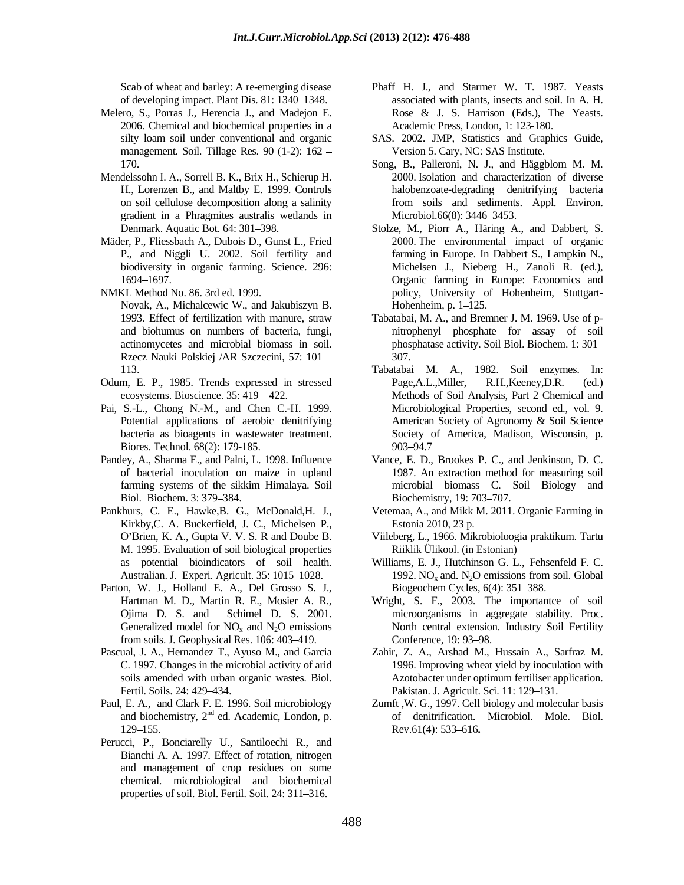Scab of wheat and barley: A re-emerging disease of developing impact. Plant Dis. 81: 1340–1348.

Melero, S., Porras J., Herencia J., and Madejon E. 2006. Chemical and biochemical properties in a silty loam soil under conventional and organic management. Soil. Tillage Res. 90 (1-2): 162 – 170.

Mendelssohn I. A., Sorrell B. K., Brix H., Schierup H. H., Lorenzen B., and Maltby E. 1999. Controls on soil cellulose decomposition along a salinity gradient in a Phragmites australis wetlands in Denmark. Aquatic Bot. 64: 381–398.

Mäder, P., Fliessbach A., Dubois D., Gunst L., Fried P., and Niggli U. 2002. Soil fertility and biodiversity in organic farming. Science. 296: 1694–1697.

NMKL Method No. 86. 3rd ed. 1999.

Novak, A., Michalcewic W., and Jakubiszyn B. 1993. Effect of fertilization with manure, straw and biohumus on numbers of bacteria, fungi, actinomycetes and microbial biomass in soil. Rzecz Nauki Polskiej /AR Szczecini, 57: 101 – 113.

Odum, E. P., 1985. Trends expressed in stressed ecosystems. Bioscience. 35: 419 – 422.

Pai, S.-L., Chong N.-M., and Chen C.-H. 1999. Potential applications of aerobic denitrifying bacteria as bioagents in wastewater treatment. Biores. Technol. 68(2): 179-185.

Pandey, A., Sharma E., and Palni, L. 1998. Influence of bacterial inoculation on maize in upland farming systems of the sikkim Himalaya. Soil Biol. Biochem. 3: 379–384.

Pankhurs, C. E., Hawke,B. G., McDonald,H. J., Kirkby,C. A. Buckerfield, J. C., Michelsen P., O'Brien, K. A., Gupta V. V. S. R and Doube B. M. 1995. Evaluation of soil biological properties as potential bioindicators of soil health. Australian. J. Experi. Agricult. 35: 1015–1028.

Parton, W. J., Holland E. A., Del Grosso S. J., Hartman M. D., Martin R. E., Mosier A. R., Ojima D. S. and Schimel D. S. 2001. Generalized model for $NO_x$ and $N_2O$ emissions from soils. J. Geophysical Res. 106: 403–419.

Pascual, J. A., Hernandez T., Ayuso M., and Garcia C. 1997. Changes in the microbial activity of arid soils amended with urban organic wastes. Biol. Fertil. Soils. 24: 429–434.

Paul, E. A., and Clark F. E. 1996. Soil microbiology and biochemistry, 2nd ed. Academic, London, p. 129–155.

Perucci, P., Bonciarelly U., Santiloechi R., and Bianchi A. A. 1997. Effect of rotation, nitrogen and management of crop residues on some chemical. microbiological and biochemical properties of soil. Biol. Fertil. Soil. 24: 311–316.

Phaff H. J., and Starmer W. T. 1987. Yeasts associated with plants, insects and soil. In A. H. Rose & J. S. Harrison (Eds.), The Yeasts. Academic Press, London, 1: 123-180.

SAS. 2002. JMP, Statistics and Graphics Guide, Version 5. Cary, NC: SAS Institute.

Song, B., Palleroni, N. J., and Häggblom M. M. 2000. Isolation and characterization of diverse halobenzoate-degrading denitrifying bacteria from soils and sediments. Appl. Environ. Microbiol.66(8): 3446–3453.

Stolze, M., Piorr A., Häring A., and Dabbert, S. 2000. The environmental impact of organic farming in Europe. In Dabbert S., Lampkin N., Michelsen J., Nieberg H., Zanoli R. (ed.), Organic farming in Europe: Economics and policy, University of Hohenheim, Stuttgart-Hohenheim, p. 1–125.

Tabatabai, M. A., and Bremner J. M. 1969. Use of p-nitrophenyl phosphate for assay of soil phosphatase activity. Soil Biol. Biochem. 1: 301–307.

Tabatabai M. A., 1982. Soil enzymes. In: Page,A.L.,Miller, R.H.,Keeney,D.R. (ed.) Methods of Soil Analysis, Part 2 Chemical and Microbiological Properties, second ed., vol. 9. American Society of Agronomy & Soil Science Society of America, Madison, Wisconsin, p. 903–94.7

Vance, E. D., Brookes P. C., and Jenkinson, D. C. 1987. An extraction method for measuring soil microbial biomass C. Soil Biology and Biochemistry, 19: 703–707.

Vetemaa, A., and Mikk M. 2011. Organic Farming in Estonia 2010, 23 p.

Viileberg, L., 1966. Mikrobioloogia praktikum. Tartu Riiklik Ülikool. (in Estonian)

Williams, E. J., Hutchinson G. L., Fehsenfeld F. C. 1992. $NO_x$ and. $N_2O$ emissions from soil. Global Biogeochem Cycles, 6(4): 351–388.

Wright, S. F., 2003. The importantce of soil microorganisms in aggregate stability. Proc. North central extension. Industry Soil Fertility Conference, 19: 93–98.

Zahir, Z. A., Arshad M., Hussain A., Sarfraz M. 1996. Improving wheat yield by inoculation with Azotobacter under optimum fertiliser application. Pakistan. J. Agricult. Sci. 11: 129–131.

Zumft ,W. G., 1997. Cell biology and molecular basis of denitrification. Microbiol. Mole. Biol. Rev.61(4): 533–616**.**